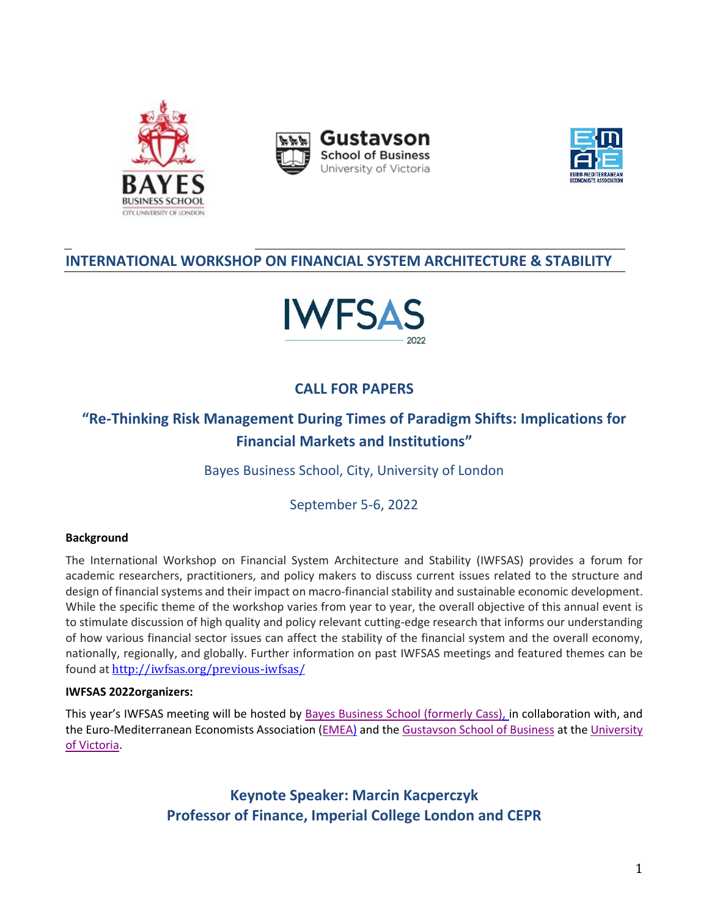# INTERNATIONAL WORKSHOP ON FINANCIAL SYSTEM ARCHITECTURE & STABILITY

IWFSAS 2022

## CALL FOR PAPERS

## "Re-Thinking Risk Management During Times of Paradigm Shifts: Implications for Financial Markets and Institutions"

Bayes Business School, City, University of London

September 5-6, 2022

**Background**

The International Workshop on Financial System Architecture and Stability (IWFSAS) provides a forum for academic researchers, practitioners, and policy makers to discuss current issues related to the structure and design of financial systems and their impact on macro-financial stability and sustainable economic development. While the specific theme of the workshop varies from year to year, the overall objective of this annual event is to stimulate discussion of high quality and policy relevant cutting-edge research that informs our understanding of how various financial sector issues can affect the stability of the financial system and the overall economy, nationally, regionally, and globally. Further information on past IWFSAS meetings and featured themes can be found at http://iwfsas.org/previous-iwfsas/

**IWFSAS 2022organizers:**

This year's IWFSAS meeting will be hosted by Bayes Business School (formerly Cass), in collaboration with, and the Euro-Mediterranean Economists Association (EMEA) and the Gustavson School of Business at the University of Victoria.

**Keynote Speaker: Marcin Kacperczyk**
**Professor of Finance, Imperial College London and CEPR**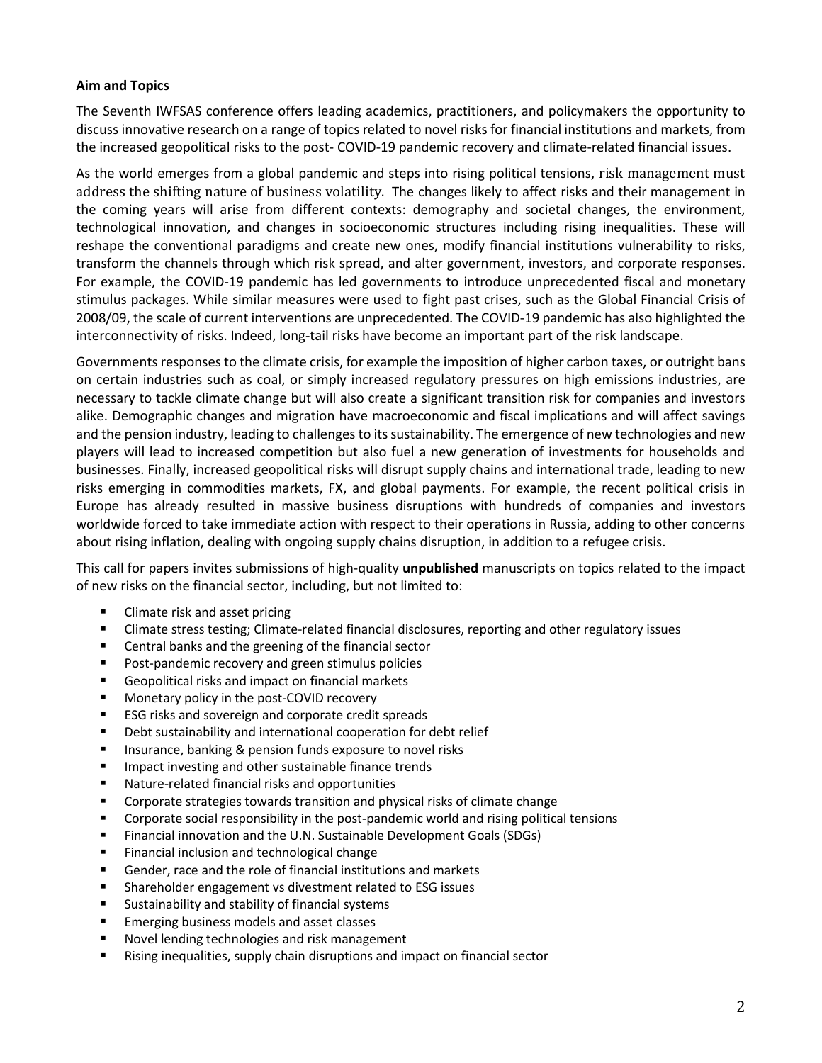**Aim and Topics**

The Seventh IWFSAS conference offers leading academics, practitioners, and policymakers the opportunity to discuss innovative research on a range of topics related to novel risks for financial institutions and markets, from the increased geopolitical risks to the post- COVID-19 pandemic recovery and climate-related financial issues.

As the world emerges from a global pandemic and steps into rising political tensions, risk management must address the shifting nature of business volatility. The changes likely to affect risks and their management in the coming years will arise from different contexts: demography and societal changes, the environment, technological innovation, and changes in socioeconomic structures including rising inequalities. These will reshape the conventional paradigms and create new ones, modify financial institutions vulnerability to risks, transform the channels through which risk spread, and alter government, investors, and corporate responses. For example, the COVID-19 pandemic has led governments to introduce unprecedented fiscal and monetary stimulus packages. While similar measures were used to fight past crises, such as the Global Financial Crisis of 2008/09, the scale of current interventions are unprecedented. The COVID-19 pandemic has also highlighted the interconnectivity of risks. Indeed, long-tail risks have become an important part of the risk landscape.

Governments responses to the climate crisis, for example the imposition of higher carbon taxes, or outright bans on certain industries such as coal, or simply increased regulatory pressures on high emissions industries, are necessary to tackle climate change but will also create a significant transition risk for companies and investors alike. Demographic changes and migration have macroeconomic and fiscal implications and will affect savings and the pension industry, leading to challenges to its sustainability. The emergence of new technologies and new players will lead to increased competition but also fuel a new generation of investments for households and businesses. Finally, increased geopolitical risks will disrupt supply chains and international trade, leading to new risks emerging in commodities markets, FX, and global payments. For example, the recent political crisis in Europe has already resulted in massive business disruptions with hundreds of companies and investors worldwide forced to take immediate action with respect to their operations in Russia, adding to other concerns about rising inflation, dealing with ongoing supply chains disruption, in addition to a refugee crisis.

This call for papers invites submissions of high-quality **unpublished** manuscripts on topics related to the impact of new risks on the financial sector, including, but not limited to:

- Climate risk and asset pricing
- Climate stress testing; Climate-related financial disclosures, reporting and other regulatory issues
- Central banks and the greening of the financial sector
- Post-pandemic recovery and green stimulus policies
- Geopolitical risks and impact on financial markets
- Monetary policy in the post-COVID recovery
- ESG risks and sovereign and corporate credit spreads
- Debt sustainability and international cooperation for debt relief
- Insurance, banking & pension funds exposure to novel risks
- Impact investing and other sustainable finance trends
- Nature-related financial risks and opportunities
- Corporate strategies towards transition and physical risks of climate change
- Corporate social responsibility in the post-pandemic world and rising political tensions
- Financial innovation and the U.N. Sustainable Development Goals (SDGs)
- Financial inclusion and technological change
- Gender, race and the role of financial institutions and markets
- Shareholder engagement vs divestment related to ESG issues
- Sustainability and stability of financial systems
- Emerging business models and asset classes
- Novel lending technologies and risk management
- Rising inequalities, supply chain disruptions and impact on financial sector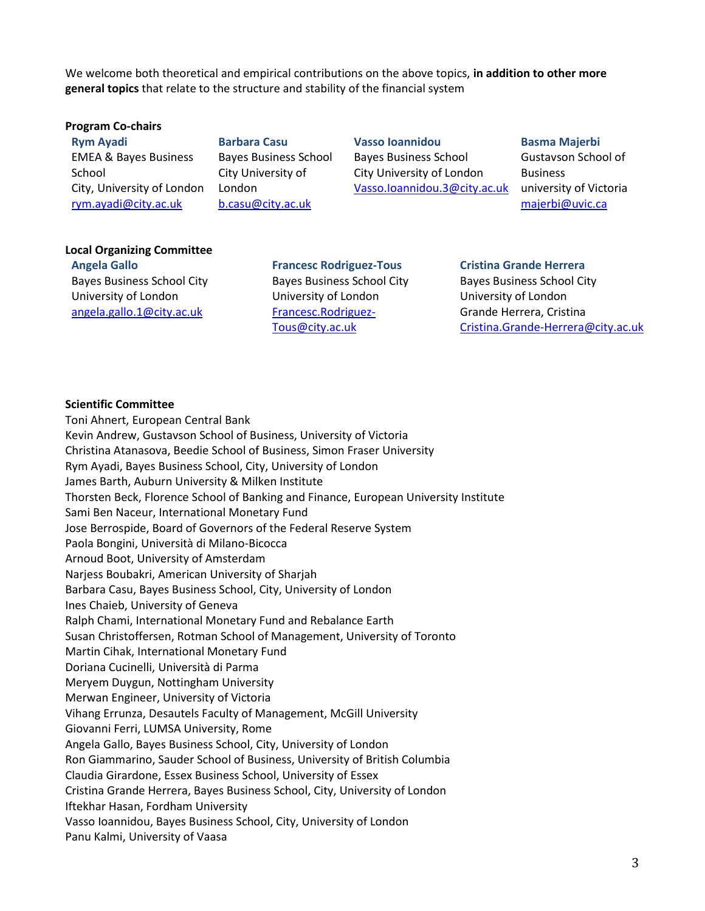We welcome both theoretical and empirical contributions on the above topics, **in addition to other more general topics** that relate to the structure and stability of the financial system

**Program Co-chairs**

**Rym Ayadi**
EMEA & Bayes Business School
City, University of London
rym.ayadi@city.ac.uk

**Barbara Casu**
Bayes Business School
City University of London
b.casu@city.ac.uk

**Vasso Ioannidou**
Bayes Business School
City University of London
Vasso.Ioannidou.3@city.ac.uk

**Basma Majerbi**
Gustavson School of Business
university of Victoria
majerbi@uvic.ca

**Local Organizing Committee**

**Angela Gallo**
Bayes Business School City University of London
angela.gallo.1@city.ac.uk

**Francesc Rodriguez-Tous**
Bayes Business School City University of London
Francesc.Rodriguez-Tous@city.ac.uk

**Cristina Grande Herrera**
Bayes Business School City University of London
Grande Herrera, Cristina
Cristina.Grande-Herrera@city.ac.uk

**Scientific Committee**

Toni Ahnert, European Central Bank
Kevin Andrew, Gustavson School of Business, University of Victoria
Christina Atanasova, Beedie School of Business, Simon Fraser University
Rym Ayadi, Bayes Business School, City, University of London
James Barth, Auburn University & Milken Institute
Thorsten Beck, Florence School of Banking and Finance, European University Institute
Sami Ben Naceur, International Monetary Fund
Jose Berrospide, Board of Governors of the Federal Reserve System
Paola Bongini, Università di Milano-Bicocca
Arnoud Boot, University of Amsterdam
Narjess Boubakri, American University of Sharjah
Barbara Casu, Bayes Business School, City, University of London
Ines Chaieb, University of Geneva
Ralph Chami, International Monetary Fund and Rebalance Earth
Susan Christoffersen, Rotman School of Management, University of Toronto
Martin Cihak, International Monetary Fund
Doriana Cucinelli, Università di Parma
Meryem Duygun, Nottingham University
Merwan Engineer, University of Victoria
Vihang Errunza, Desautels Faculty of Management, McGill University
Giovanni Ferri, LUMSA University, Rome
Angela Gallo, Bayes Business School, City, University of London
Ron Giammarino, Sauder School of Business, University of British Columbia
Claudia Girardone, Essex Business School, University of Essex
Cristina Grande Herrera, Bayes Business School, City, University of London
Iftekhar Hasan, Fordham University
Vasso Ioannidou, Bayes Business School, City, University of London
Panu Kalmi, University of Vaasa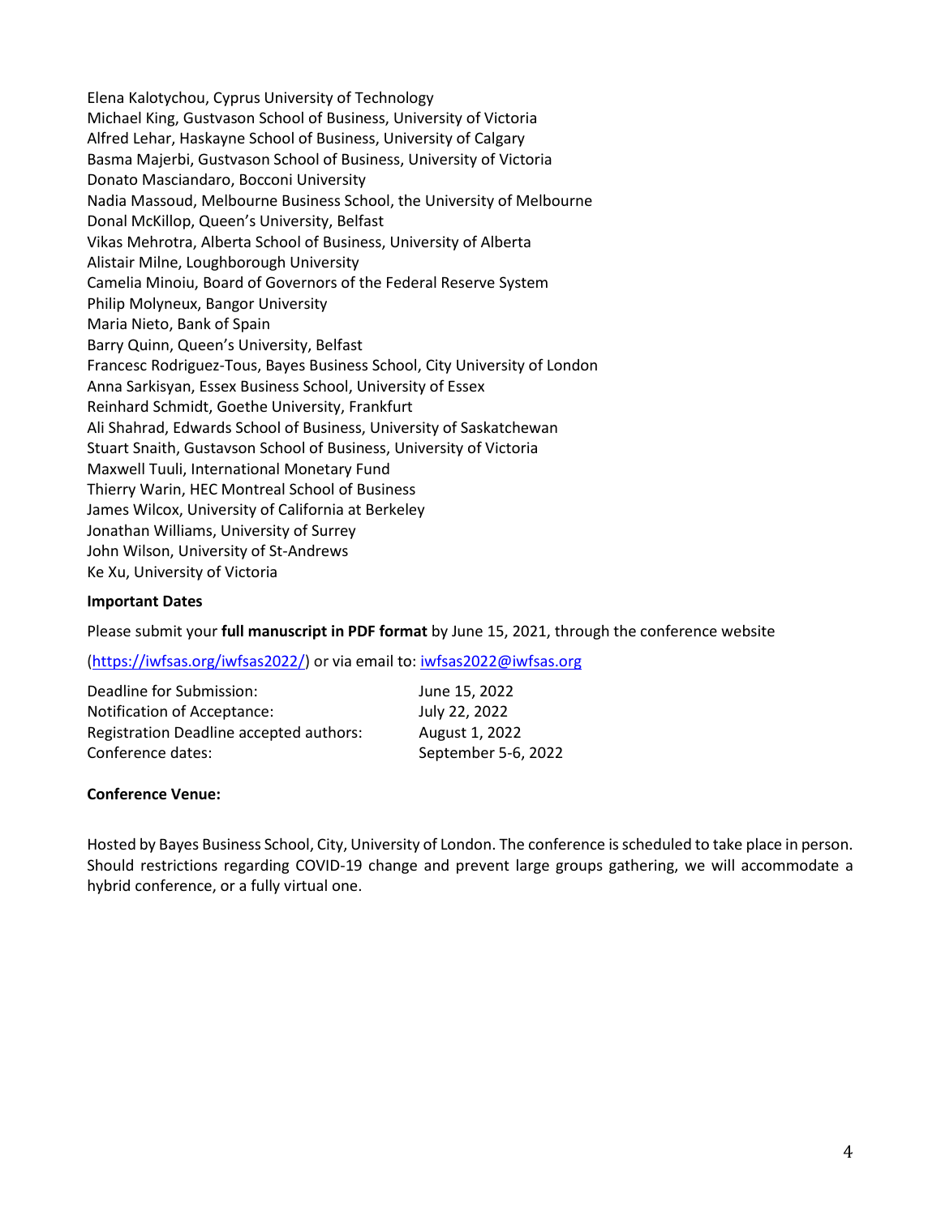Elena Kalotychou, Cyprus University of Technology
Michael King, Gustvason School of Business, University of Victoria
Alfred Lehar, Haskayne School of Business, University of Calgary
Basma Majerbi, Gustvason School of Business, University of Victoria
Donato Masciandaro, Bocconi University
Nadia Massoud, Melbourne Business School, the University of Melbourne
Donal McKillop, Queen's University, Belfast
Vikas Mehrotra, Alberta School of Business, University of Alberta
Alistair Milne, Loughborough University
Camelia Minoiu, Board of Governors of the Federal Reserve System
Philip Molyneux, Bangor University
Maria Nieto, Bank of Spain
Barry Quinn, Queen's University, Belfast
Francesc Rodriguez-Tous, Bayes Business School, City University of London
Anna Sarkisyan, Essex Business School, University of Essex
Reinhard Schmidt, Goethe University, Frankfurt
Ali Shahrad, Edwards School of Business, University of Saskatchewan
Stuart Snaith, Gustavson School of Business, University of Victoria
Maxwell Tuuli, International Monetary Fund
Thierry Warin, HEC Montreal School of Business
James Wilcox, University of California at Berkeley
Jonathan Williams, University of Surrey
John Wilson, University of St-Andrews
Ke Xu, University of Victoria

**Important Dates**

Please submit your **full manuscript in PDF format** by June 15, 2021, through the conference website (https://iwfsas.org/iwfsas2022/) or via email to: iwfsas2022@iwfsas.org

| | |
|---|---|
| Deadline for Submission: | June 15, 2022 |
| Notification of Acceptance: | July 22, 2022 |
| Registration Deadline accepted authors: | August 1, 2022 |
| Conference dates: | September 5-6, 2022 |

**Conference Venue:**

Hosted by Bayes Business School, City, University of London. The conference is scheduled to take place in person. Should restrictions regarding COVID-19 change and prevent large groups gathering, we will accommodate a hybrid conference, or a fully virtual one.